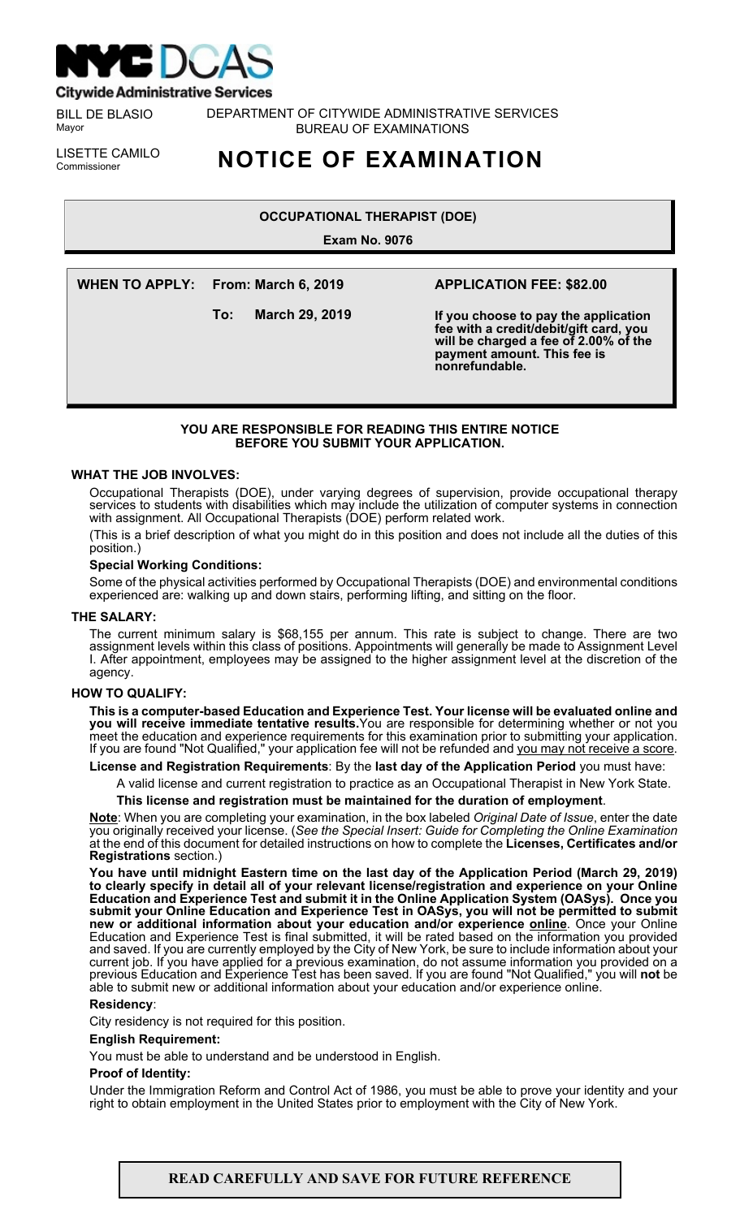**NYC DCAS**
**Citywide Administrative Services**

BILL DE BLASIO
Mayor

DEPARTMENT OF CITYWIDE ADMINISTRATIVE SERVICES
BUREAU OF EXAMINATIONS

LISETTE CAMILO
Commissioner

# NOTICE OF EXAMINATION

**OCCUPATIONAL THERAPIST (DOE)**

**Exam No. 9076**

**WHEN TO APPLY: From: March 6, 2019**

**To: March 29, 2019**

**APPLICATION FEE: $82.00**

**If you choose to pay the application fee with a credit/debit/gift card, you will be charged a fee of 2.00% of the payment amount. This fee is nonrefundable.**

**YOU ARE RESPONSIBLE FOR READING THIS ENTIRE NOTICE BEFORE YOU SUBMIT YOUR APPLICATION.**

### WHAT THE JOB INVOLVES:

Occupational Therapists (DOE), under varying degrees of supervision, provide occupational therapy services to students with disabilities which may include the utilization of computer systems in connection with assignment. All Occupational Therapists (DOE) perform related work.

(This is a brief description of what you might do in this position and does not include all the duties of this position.)

**Special Working Conditions:**

Some of the physical activities performed by Occupational Therapists (DOE) and environmental conditions experienced are: walking up and down stairs, performing lifting, and sitting on the floor.

### THE SALARY:

The current minimum salary is $68,155 per annum. This rate is subject to change. There are two assignment levels within this class of positions. Appointments will generally be made to Assignment Level I. After appointment, employees may be assigned to the higher assignment level at the discretion of the agency.

### HOW TO QUALIFY:

**This is a computer-based Education and Experience Test. Your license will be evaluated online and you will receive immediate tentative results.** You are responsible for determining whether or not you meet the education and experience requirements for this examination prior to submitting your application. If you are found "Not Qualified," your application fee will not be refunded and <u>you may not receive a score</u>.

**License and Registration Requirements**: By the **last day of the Application Period** you must have:

A valid license and current registration to practice as an Occupational Therapist in New York State.

**This license and registration must be maintained for the duration of employment**.

**<u>Note</u>**: When you are completing your examination, in the box labeled *Original Date of Issue*, enter the date you originally received your license. (*See the Special Insert: Guide for Completing the Online Examination* at the end of this document for detailed instructions on how to complete the **Licenses, Certificates and/or Registrations** section.)

**You have until midnight Eastern time on the last day of the Application Period (March 29, 2019) to clearly specify in detail all of your relevant license/registration and experience on your Online Education and Experience Test and submit it in the Online Application System (OASys). Once you submit your Online Education and Experience Test in OASys, you will not be permitted to submit new or additional information about your education and/or experience <u>online</u>**. Once your Online Education and Experience Test is final submitted, it will be rated based on the information you provided and saved. If you are currently employed by the City of New York, be sure to include information about your current job. If you have applied for a previous examination, do not assume information you provided on a previous Education and Experience Test has been saved. If you are found "Not Qualified," you will **not** be able to submit new or additional information about your education and/or experience online.

**Residency**:

City residency is not required for this position.

**English Requirement:**

You must be able to understand and be understood in English.

**Proof of Identity:**

Under the Immigration Reform and Control Act of 1986, you must be able to prove your identity and your right to obtain employment in the United States prior to employment with the City of New York.

**READ CAREFULLY AND SAVE FOR FUTURE REFERENCE**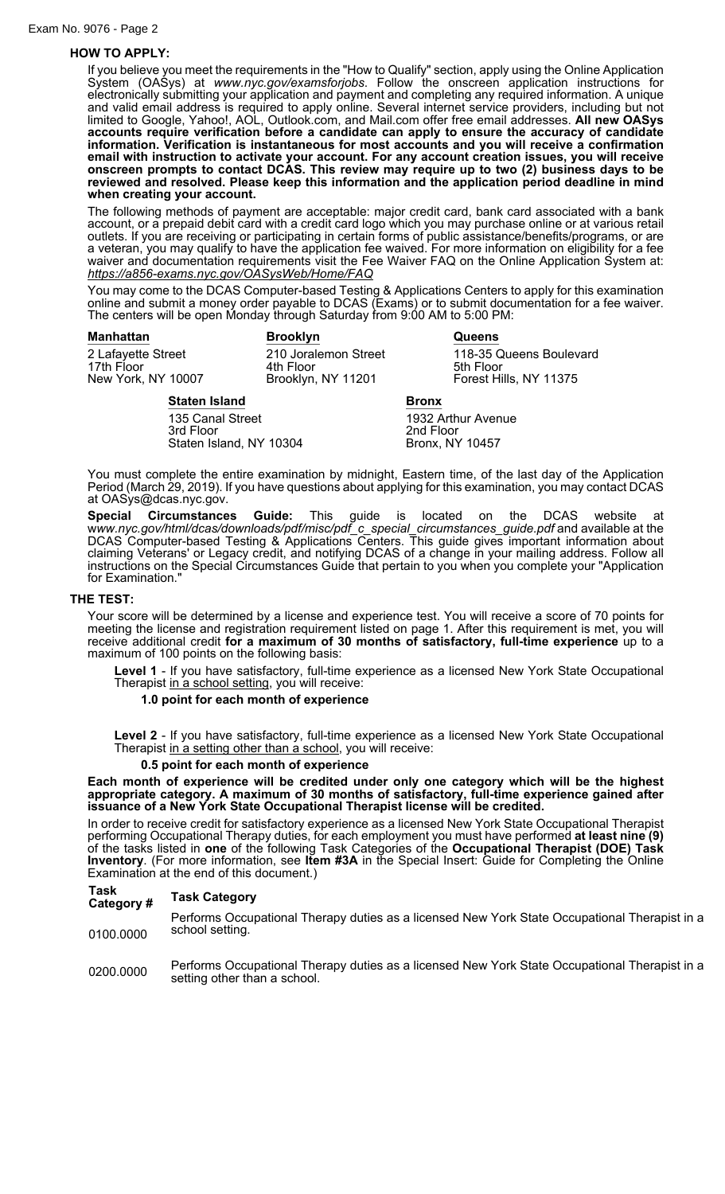## HOW TO APPLY:

If you believe you meet the requirements in the "How to Qualify" section, apply using the Online Application System (OASys) at *www.nyc.gov/examsforjobs*. Follow the onscreen application instructions for electronically submitting your application and payment and completing any required information. A unique and valid email address is required to apply online. Several internet service providers, including but not limited to Google, Yahoo!, AOL, Outlook.com, and Mail.com offer free email addresses. **All new OASys accounts require verification before a candidate can apply to ensure the accuracy of candidate information. Verification is instantaneous for most accounts and you will receive a confirmation email with instruction to activate your account. For any account creation issues, you will receive onscreen prompts to contact DCAS. This review may require up to two (2) business days to be reviewed and resolved. Please keep this information and the application period deadline in mind when creating your account.**

The following methods of payment are acceptable: major credit card, bank card associated with a bank account, or a prepaid debit card with a credit card logo which you may purchase online or at various retail outlets. If you are receiving or participating in certain forms of public assistance/benefits/programs, or are a veteran, you may qualify to have the application fee waived. For more information on eligibility for a fee waiver and documentation requirements visit the Fee Waiver FAQ on the Online Application System at: *https://a856-exams.nyc.gov/OASysWeb/Home/FAQ*

You may come to the DCAS Computer-based Testing & Applications Centers to apply for this examination online and submit a money order payable to DCAS (Exams) or to submit documentation for a fee waiver. The centers will be open Monday through Saturday from 9:00 AM to 5:00 PM:

**Manhattan**
2 Lafayette Street
17th Floor
New York, NY 10007

**Brooklyn**
210 Joralemon Street
4th Floor
Brooklyn, NY 11201

**Queens**
118-35 Queens Boulevard
5th Floor
Forest Hills, NY 11375

**Staten Island**
135 Canal Street
3rd Floor
Staten Island, NY 10304

**Bronx**
1932 Arthur Avenue
2nd Floor
Bronx, NY 10457

You must complete the entire examination by midnight, Eastern time, of the last day of the Application Period (March 29, 2019). If you have questions about applying for this examination, you may contact DCAS at OASys@dcas.nyc.gov.

**Special Circumstances Guide:** This guide is located on the DCAS website at *www.nyc.gov/html/dcas/downloads/pdf/misc/pdf_c_special_circumstances_guide.pdf* and available at the DCAS Computer-based Testing & Applications Centers. This guide gives important information about claiming Veterans' or Legacy credit, and notifying DCAS of a change in your mailing address. Follow all instructions on the Special Circumstances Guide that pertain to you when you complete your "Application for Examination."

## THE TEST:

Your score will be determined by a license and experience test. You will receive a score of 70 points for meeting the license and registration requirement listed on page 1. After this requirement is met, you will receive additional credit **for a maximum of 30 months of satisfactory, full-time experience** up to a maximum of 100 points on the following basis:

**Level 1** - If you have satisfactory, full-time experience as a licensed New York State Occupational Therapist in a school setting, you will receive:

**1.0 point for each month of experience**

**Level 2** - If you have satisfactory, full-time experience as a licensed New York State Occupational Therapist in a setting other than a school, you will receive:

**0.5 point for each month of experience**

**Each month of experience will be credited under only one category which will be the highest appropriate category. A maximum of 30 months of satisfactory, full-time experience gained after issuance of a New York State Occupational Therapist license will be credited.**

In order to receive credit for satisfactory experience as a licensed New York State Occupational Therapist performing Occupational Therapy duties, for each employment you must have performed **at least nine (9)** of the tasks listed in **one** of the following Task Categories of the **Occupational Therapist (DOE) Task Inventory**. (For more information, see **Item #3A** in the Special Insert: Guide for Completing the Online Examination at the end of this document.)

| Task Category # | Task Category |
|---|---|
| 0100.0000 | Performs Occupational Therapy duties as a licensed New York State Occupational Therapist in a school setting. |
| 0200.0000 | Performs Occupational Therapy duties as a licensed New York State Occupational Therapist in a setting other than a school. |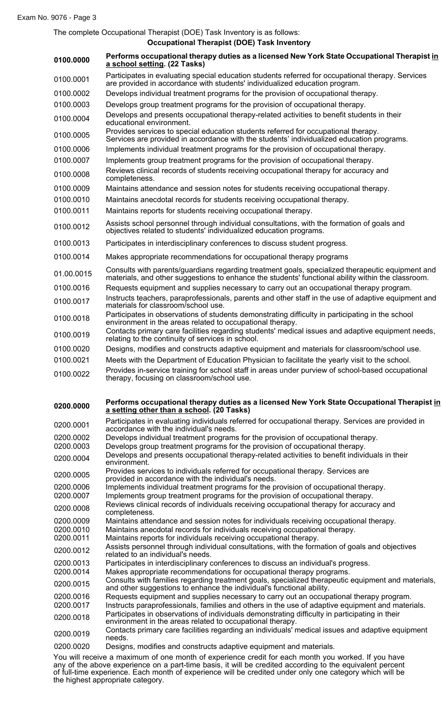The complete Occupational Therapist (DOE) Task Inventory is as follows:

## Occupational Therapist (DOE) Task Inventory

| | |
|---|---|
| **0100.0000** | **Performs occupational therapy duties as a licensed New York State Occupational Therapist in a school setting. (22 Tasks)** |
| 0100.0001 | Participates in evaluating special education students referred for occupational therapy. Services are provided in accordance with students' individualized education program. |
| 0100.0002 | Develops individual treatment programs for the provision of occupational therapy. |
| 0100.0003 | Develops group treatment programs for the provision of occupational therapy. |
| 0100.0004 | Develops and presents occupational therapy-related activities to benefit students in their educational environment. |
| 0100.0005 | Provides services to special education students referred for occupational therapy. Services are provided in accordance with the students' individualized education programs. |
| 0100.0006 | Implements individual treatment programs for the provision of occupational therapy. |
| 0100.0007 | Implements group treatment programs for the provision of occupational therapy. |
| 0100.0008 | Reviews clinical records of students receiving occupational therapy for accuracy and completeness. |
| 0100.0009 | Maintains attendance and session notes for students receiving occupational therapy. |
| 0100.0010 | Maintains anecdotal records for students receiving occupational therapy. |
| 0100.0011 | Maintains reports for students receiving occupational therapy. |
| 0100.0012 | Assists school personnel through individual consultations, with the formation of goals and objectives related to students' individualized education programs. |
| 0100.0013 | Participates in interdisciplinary conferences to discuss student progress. |
| 0100.0014 | Makes appropriate recommendations for occupational therapy programs |
| 01.00.0015 | Consults with parents/guardians regarding treatment goals, specialized therapeutic equipment and materials, and other suggestions to enhance the students' functional ability within the classroom. |
| 0100.0016 | Requests equipment and supplies necessary to carry out an occupational therapy program. |
| 0100.0017 | Instructs teachers, paraprofessionals, parents and other staff in the use of adaptive equipment and materials for classroom/school use. |
| 0100.0018 | Participates in observations of students demonstrating difficulty in participating in the school environment in the areas related to occupational therapy. |
| 0100.0019 | Contacts primary care facilities regarding students' medical issues and adaptive equipment needs, relating to the continuity of services in school. |
| 0100.0020 | Designs, modifies and constructs adaptive equipment and materials for classroom/school use. |
| 0100.0021 | Meets with the Department of Education Physician to facilitate the yearly visit to the school. |
| 0100.0022 | Provides in-service training for school staff in areas under purview of school-based occupational therapy, focusing on classroom/school use. |
| **0200.0000** | **Performs occupational therapy duties as a licensed New York State Occupational Therapist in a setting other than a school. (20 Tasks)** |
| 0200.0001 | Participates in evaluating individuals referred for occupational therapy. Services are provided in accordance with the individual's needs. |
| 0200.0002 | Develops individual treatment programs for the provision of occupational therapy. |
| 0200.0003 | Develops group treatment programs for the provision of occupational therapy. |
| 0200.0004 | Develops and presents occupational therapy-related activities to benefit individuals in their environment. |
| 0200.0005 | Provides services to individuals referred for occupational therapy. Services are provided in accordance with the individual's needs. |
| 0200.0006 | Implements individual treatment programs for the provision of occupational therapy. |
| 0200.0007 | Implements group treatment programs for the provision of occupational therapy. |
| 0200.0008 | Reviews clinical records of individuals receiving occupational therapy for accuracy and completeness. |
| 0200.0009 | Maintains attendance and session notes for individuals receiving occupational therapy. |
| 0200.0010 | Maintains anecdotal records for individuals receiving occupational therapy. |
| 0200.0011 | Maintains reports for individuals receiving occupational therapy. |
| 0200.0012 | Assists personnel through individual consultations, with the formation of goals and objectives related to an individual's needs. |
| 0200.0013 | Participates in interdisciplinary conferences to discuss an individual's progress. |
| 0200.0014 | Makes appropriate recommendations for occupational therapy programs. |
| 0200.0015 | Consults with families regarding treatment goals, specialized therapeutic equipment and materials, and other suggestions to enhance the individual's functional ability. |
| 0200.0016 | Requests equipment and supplies necessary to carry out an occupational therapy program. |
| 0200.0017 | Instructs paraprofessionals, families and others in the use of adaptive equipment and materials. |
| 0200.0018 | Participates in observations of individuals demonstrating difficulty in participating in their environment in the areas related to occupational therapy. |
| 0200.0019 | Contacts primary care facilities regarding an individuals' medical issues and adaptive equipment needs. |
| 0200.0020 | Designs, modifies and constructs adaptive equipment and materials. |

You will receive a maximum of one month of experience credit for each month you worked. If you have any of the above experience on a part-time basis, it will be credited according to the equivalent percent of full-time experience. Each month of experience will be credited under only one category which will be the highest appropriate category.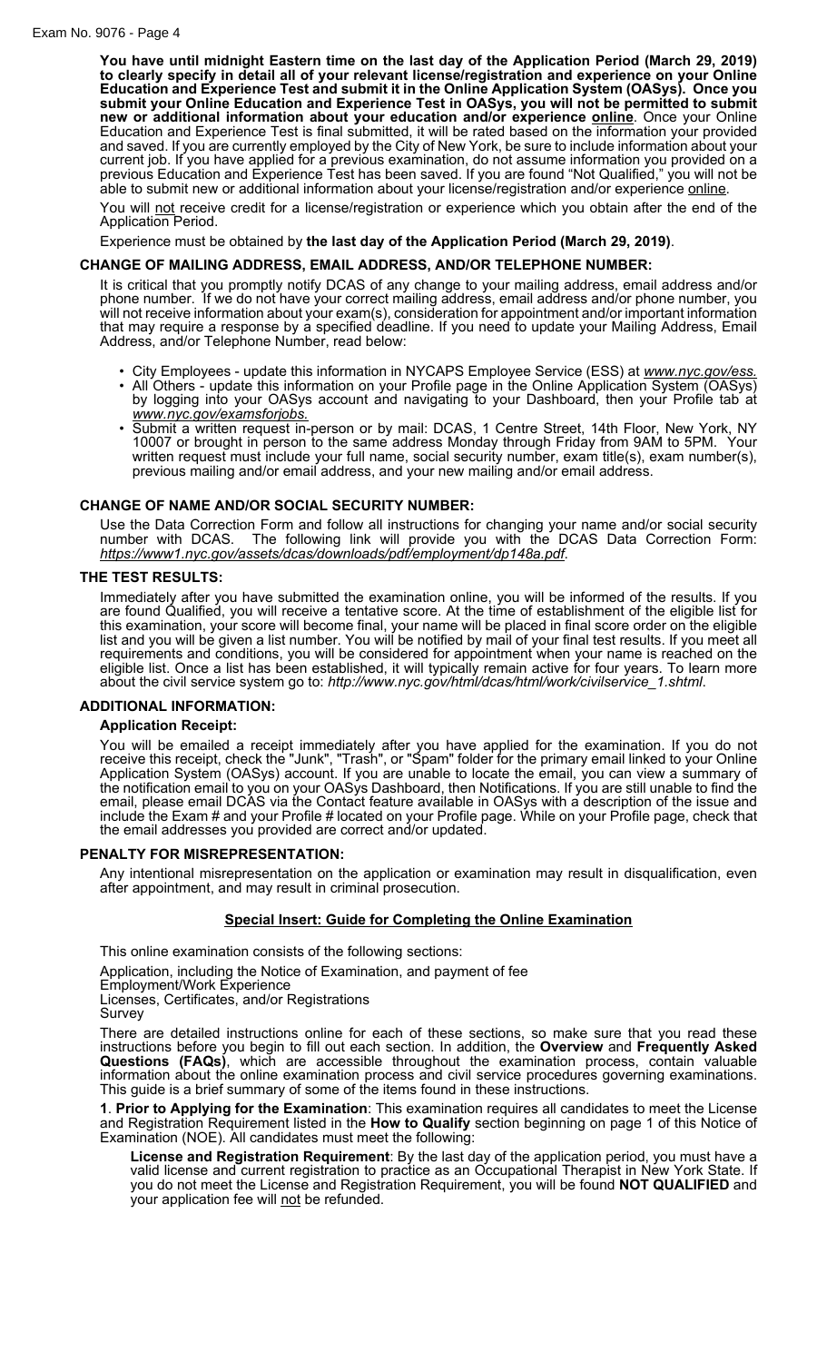**You have until midnight Eastern time on the last day of the Application Period (March 29, 2019) to clearly specify in detail all of your relevant license/registration and experience on your Online Education and Experience Test and submit it in the Online Application System (OASys). Once you submit your Online Education and Experience Test in OASys, you will not be permitted to submit new or additional information about your education and/or experience online**. Once your Online Education and Experience Test is final submitted, it will be rated based on the information your provided and saved. If you are currently employed by the City of New York, be sure to include information about your current job. If you have applied for a previous examination, do not assume information you provided on a previous Education and Experience Test has been saved. If you are found "Not Qualified," you will not be able to submit new or additional information about your license/registration and/or experience online.

You will not receive credit for a license/registration or experience which you obtain after the end of the Application Period.

Experience must be obtained by **the last day of the Application Period (March 29, 2019)**.

### CHANGE OF MAILING ADDRESS, EMAIL ADDRESS, AND/OR TELEPHONE NUMBER:

It is critical that you promptly notify DCAS of any change to your mailing address, email address and/or phone number. If we do not have your correct mailing address, email address and/or phone number, you will not receive information about your exam(s), consideration for appointment and/or important information that may require a response by a specified deadline. If you need to update your Mailing Address, Email Address, and/or Telephone Number, read below:

- City Employees - update this information in NYCAPS Employee Service (ESS) at *www.nyc.gov/ess.*
- All Others - update this information on your Profile page in the Online Application System (OASys) by logging into your OASys account and navigating to your Dashboard, then your Profile tab at *www.nyc.gov/examsforjobs.*
- Submit a written request in-person or by mail: DCAS, 1 Centre Street, 14th Floor, New York, NY 10007 or brought in person to the same address Monday through Friday from 9AM to 5PM. Your written request must include your full name, social security number, exam title(s), exam number(s), previous mailing and/or email address, and your new mailing and/or email address.

### CHANGE OF NAME AND/OR SOCIAL SECURITY NUMBER:

Use the Data Correction Form and follow all instructions for changing your name and/or social security number with DCAS. The following link will provide you with the DCAS Data Correction Form: *https://www1.nyc.gov/assets/dcas/downloads/pdf/employment/dp148a.pdf*.

### THE TEST RESULTS:

Immediately after you have submitted the examination online, you will be informed of the results. If you are found Qualified, you will receive a tentative score. At the time of establishment of the eligible list for this examination, your score will become final, your name will be placed in final score order on the eligible list and you will be given a list number. You will be notified by mail of your final test results. If you meet all requirements and conditions, you will be considered for appointment when your name is reached on the eligible list. Once a list has been established, it will typically remain active for four years. To learn more about the civil service system go to: *http://www.nyc.gov/html/dcas/html/work/civilservice_1.shtml*.

### ADDITIONAL INFORMATION:

#### Application Receipt:

You will be emailed a receipt immediately after you have applied for the examination. If you do not receive this receipt, check the "Junk", "Trash", or "Spam" folder for the primary email linked to your Online Application System (OASys) account. If you are unable to locate the email, you can view a summary of the notification email to you on your OASys Dashboard, then Notifications. If you are still unable to find the email, please email DCAS via the Contact feature available in OASys with a description of the issue and include the Exam # and your Profile # located on your Profile page. While on your Profile page, check that the email addresses you provided are correct and/or updated.

### PENALTY FOR MISREPRESENTATION:

Any intentional misrepresentation on the application or examination may result in disqualification, even after appointment, and may result in criminal prosecution.

## Special Insert: Guide for Completing the Online Examination

This online examination consists of the following sections:

Application, including the Notice of Examination, and payment of fee
Employment/Work Experience
Licenses, Certificates, and/or Registrations
Survey

There are detailed instructions online for each of these sections, so make sure that you read these instructions before you begin to fill out each section. In addition, the **Overview** and **Frequently Asked Questions (FAQs)**, which are accessible throughout the examination process, contain valuable information about the online examination process and civil service procedures governing examinations. This guide is a brief summary of some of the items found in these instructions.

**1**. **Prior to Applying for the Examination**: This examination requires all candidates to meet the License and Registration Requirement listed in the **How to Qualify** section beginning on page 1 of this Notice of Examination (NOE). All candidates must meet the following:

**License and Registration Requirement**: By the last day of the application period, you must have a valid license and current registration to practice as an Occupational Therapist in New York State. If you do not meet the License and Registration Requirement, you will be found **NOT QUALIFIED** and your application fee will not be refunded.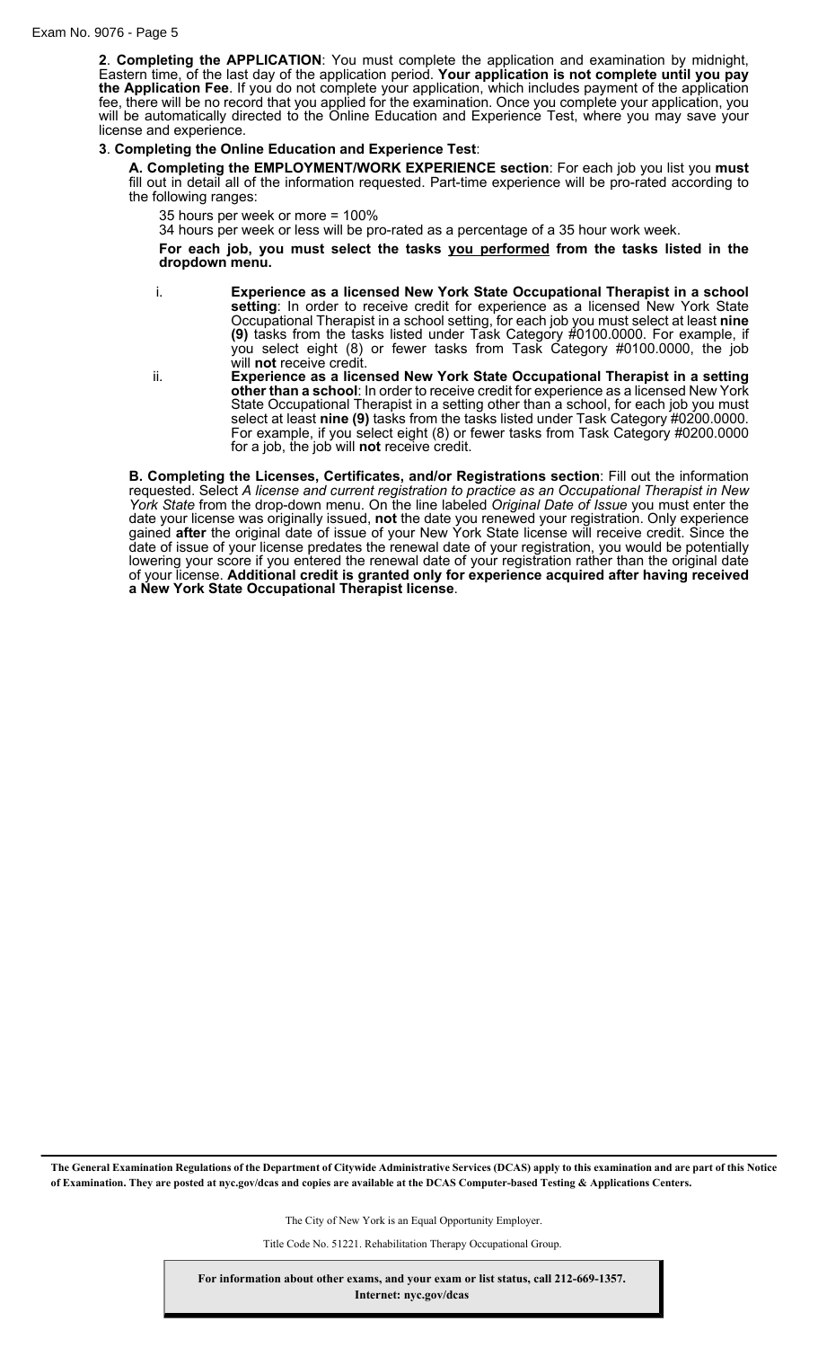**2**. **Completing the APPLICATION**: You must complete the application and examination by midnight, Eastern time, of the last day of the application period. **Your application is not complete until you pay the Application Fee**. If you do not complete your application, which includes payment of the application fee, there will be no record that you applied for the examination. Once you complete your application, you will be automatically directed to the Online Education and Experience Test, where you may save your license and experience.

**3**. **Completing the Online Education and Experience Test**:

**A. Completing the EMPLOYMENT/WORK EXPERIENCE section**: For each job you list you **must** fill out in detail all of the information requested. Part-time experience will be pro-rated according to the following ranges:

35 hours per week or more = 100%
34 hours per week or less will be pro-rated as a percentage of a 35 hour work week.

**For each job, you must select the tasks <u>you performed</u> from the tasks listed in the dropdown menu.**

i. **Experience as a licensed New York State Occupational Therapist in a school setting**: In order to receive credit for experience as a licensed New York State Occupational Therapist in a school setting, for each job you must select at least **nine (9)** tasks from the tasks listed under Task Category #0100.0000. For example, if you select eight (8) or fewer tasks from Task Category #0100.0000, the job will **not** receive credit.

ii. **Experience as a licensed New York State Occupational Therapist in a setting other than a school**: In order to receive credit for experience as a licensed New York State Occupational Therapist in a setting other than a school, for each job you must select at least **nine (9)** tasks from the tasks listed under Task Category #0200.0000. For example, if you select eight (8) or fewer tasks from Task Category #0200.0000 for a job, the job will **not** receive credit.

**B. Completing the Licenses, Certificates, and/or Registrations section**: Fill out the information requested. Select *A license and current registration to practice as an Occupational Therapist in New York State* from the drop-down menu. On the line labeled *Original Date of Issue* you must enter the date your license was originally issued, **not** the date you renewed your registration. Only experience gained **after** the original date of issue of your New York State license will receive credit. Since the date of issue of your license predates the renewal date of your registration, you would be potentially lowering your score if you entered the renewal date of your registration rather than the original date of your license. **Additional credit is granted only for experience acquired after having received a New York State Occupational Therapist license**.

---

**The General Examination Regulations of the Department of Citywide Administrative Services (DCAS) apply to this examination and are part of this Notice of Examination. They are posted at nyc.gov/dcas and copies are available at the DCAS Computer-based Testing & Applications Centers.**

The City of New York is an Equal Opportunity Employer.

Title Code No. 51221. Rehabilitation Therapy Occupational Group.

**For information about other exams, and your exam or list status, call 212-669-1357.**
**Internet: nyc.gov/dcas**